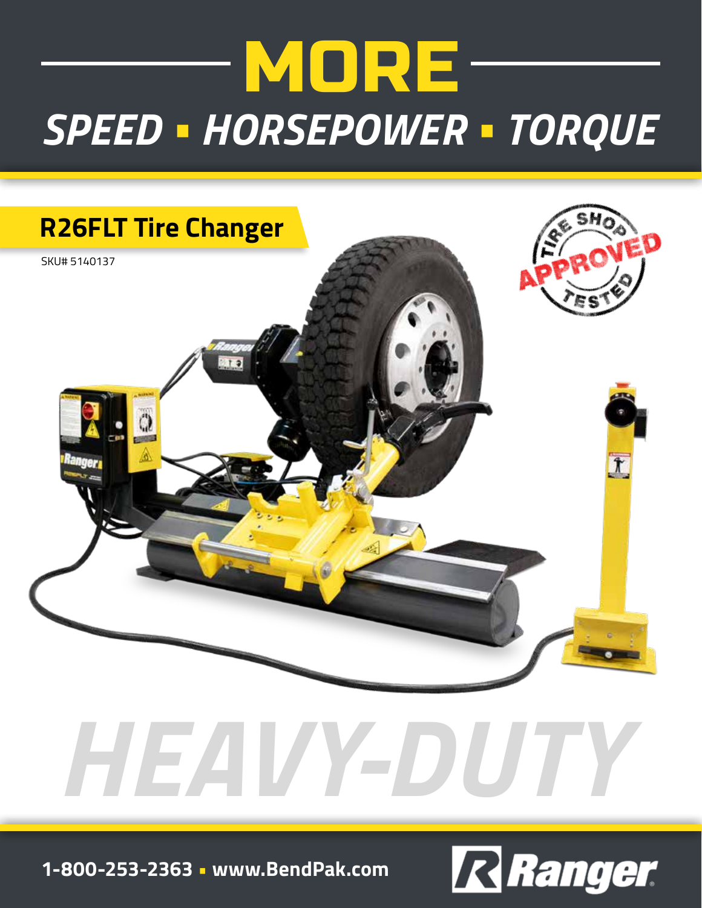# MORE

## SPEED ▪ HORSEPOWER ▪ TORQUE

## R26FLT Tire Changer

SKU# 5140137

TIRE SHOP APPROVED TESTED

# HEAVY-DUTY

**1-800-253-2363 ▪ www.BendPak.com**

Ranger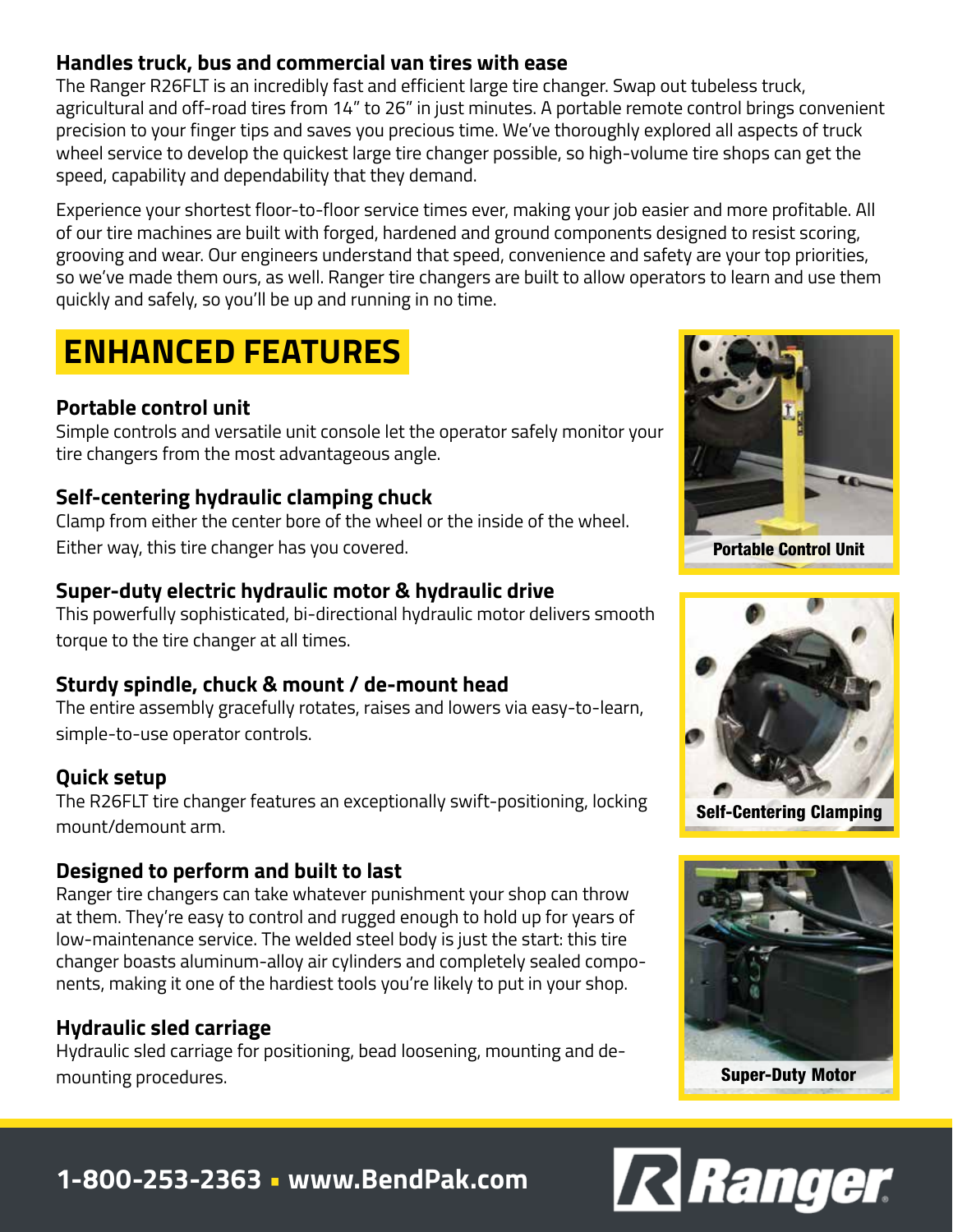## Handles truck, bus and commercial van tires with ease

The Ranger R26FLT is an incredibly fast and efficient large tire changer. Swap out tubeless truck, agricultural and off-road tires from 14" to 26" in just minutes. A portable remote control brings convenient precision to your finger tips and saves you precious time. We've thoroughly explored all aspects of truck wheel service to develop the quickest large tire changer possible, so high-volume tire shops can get the speed, capability and dependability that they demand.

Experience your shortest floor-to-floor service times ever, making your job easier and more profitable. All of our tire machines are built with forged, hardened and ground components designed to resist scoring, grooving and wear. Our engineers understand that speed, convenience and safety are your top priorities, so we've made them ours, as well. Ranger tire changers are built to allow operators to learn and use them quickly and safely, so you'll be up and running in no time.

# ENHANCED FEATURES

### Portable control unit

Simple controls and versatile unit console let the operator safely monitor your tire changers from the most advantageous angle.

### Self-centering hydraulic clamping chuck

Clamp from either the center bore of the wheel or the inside of the wheel. Either way, this tire changer has you covered.

### Super-duty electric hydraulic motor & hydraulic drive

This powerfully sophisticated, bi-directional hydraulic motor delivers smooth torque to the tire changer at all times.

### Sturdy spindle, chuck & mount / de-mount head

The entire assembly gracefully rotates, raises and lowers via easy-to-learn, simple-to-use operator controls.

### Quick setup

The R26FLT tire changer features an exceptionally swift-positioning, locking mount/demount arm.

### Designed to perform and built to last

Ranger tire changers can take whatever punishment your shop can throw at them. They're easy to control and rugged enough to hold up for years of low-maintenance service. The welded steel body is just the start: this tire changer boasts aluminum-alloy air cylinders and completely sealed components, making it one of the hardiest tools you're likely to put in your shop.

### Hydraulic sled carriage

Hydraulic sled carriage for positioning, bead loosening, mounting and de-mounting procedures.

Portable Control Unit

Self-Centering Clamping

Super-Duty Motor

**1-800-253-2363 ▪ www.BendPak.com**

Ranger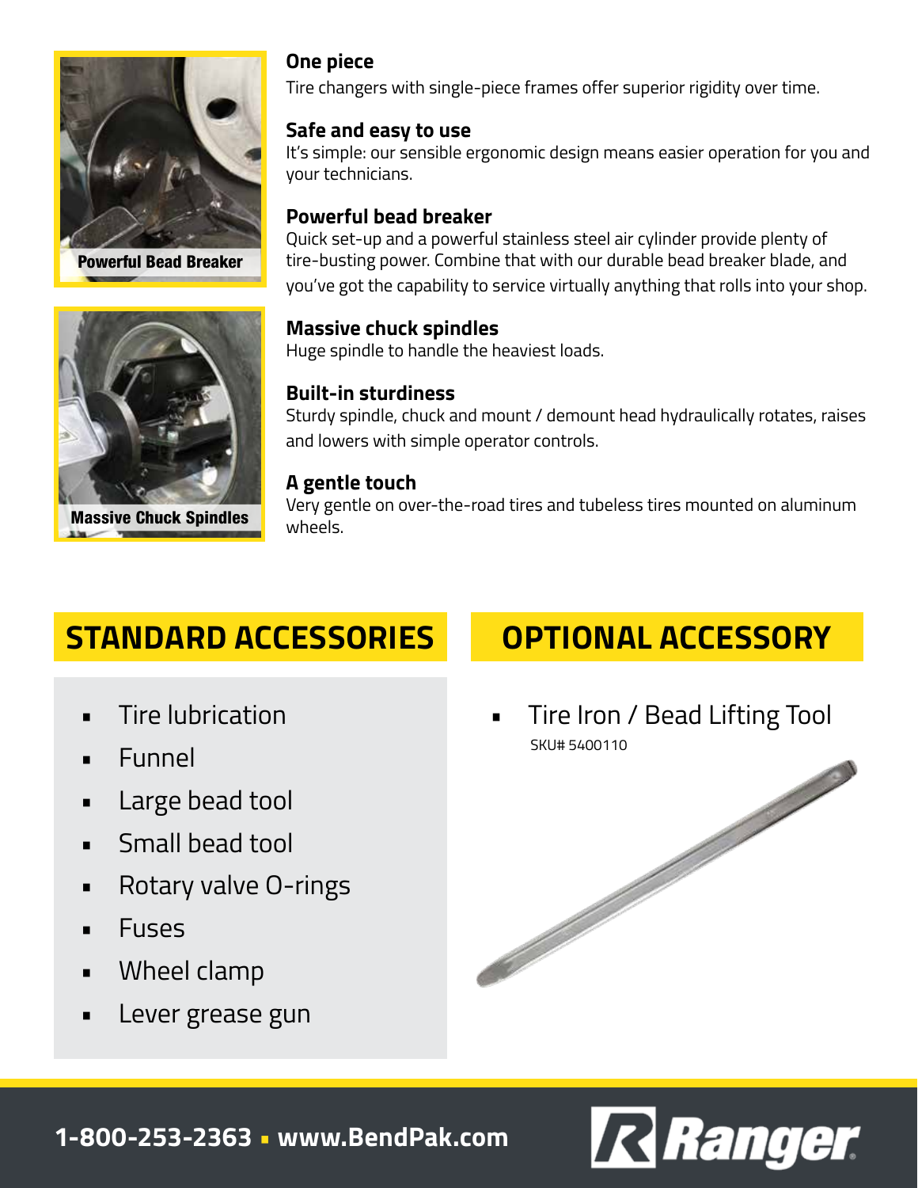Powerful Bead Breaker

Massive Chuck Spindles

**One piece**
Tire changers with single-piece frames offer superior rigidity over time.

**Safe and easy to use**
It's simple: our sensible ergonomic design means easier operation for you and your technicians.

**Powerful bead breaker**
Quick set-up and a powerful stainless steel air cylinder provide plenty of tire-busting power. Combine that with our durable bead breaker blade, and you've got the capability to service virtually anything that rolls into your shop.

**Massive chuck spindles**
Huge spindle to handle the heaviest loads.

**Built-in sturdiness**
Sturdy spindle, chuck and mount / demount head hydraulically rotates, raises and lowers with simple operator controls.

**A gentle touch**
Very gentle on over-the-road tires and tubeless tires mounted on aluminum wheels.

## STANDARD ACCESSORIES

- Tire lubrication
- Funnel
- Large bead tool
- Small bead tool
- Rotary valve O-rings
- Fuses
- Wheel clamp
- Lever grease gun

## OPTIONAL ACCESSORY

- Tire Iron / Bead Lifting Tool
  SKU# 5400110

1-800-253-2363 ▪ www.BendPak.com

Ranger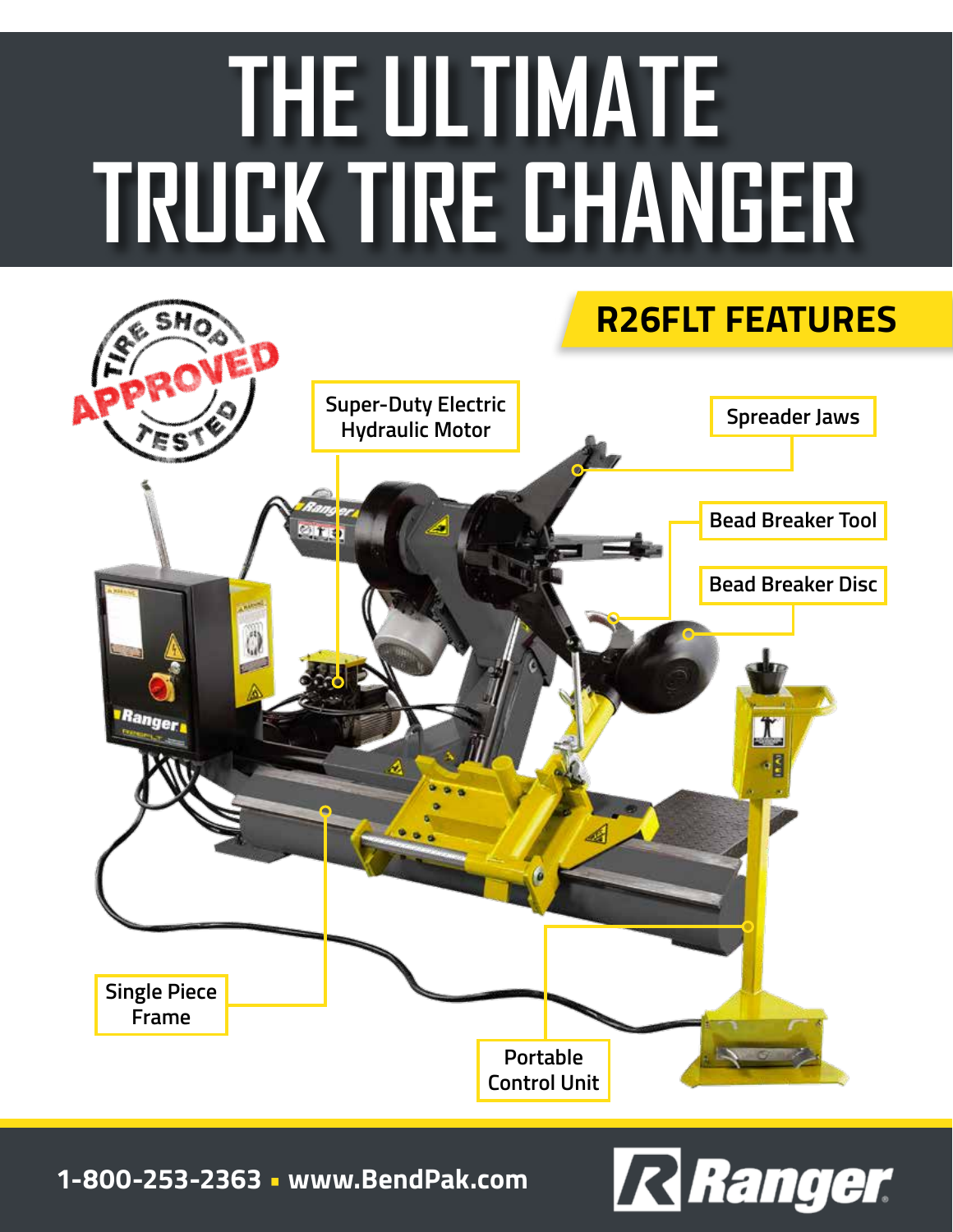# THE ULTIMATE TRUCK TIRE CHANGER

## R26FLT FEATURES

TIRE SHOP APPROVED TESTED

- Super-Duty Electric Hydraulic Motor
- Spreader Jaws
- Bead Breaker Tool
- Bead Breaker Disc
- Single Piece Frame
- Portable Control Unit

1-800-253-2363 ▪ www.BendPak.com

Ranger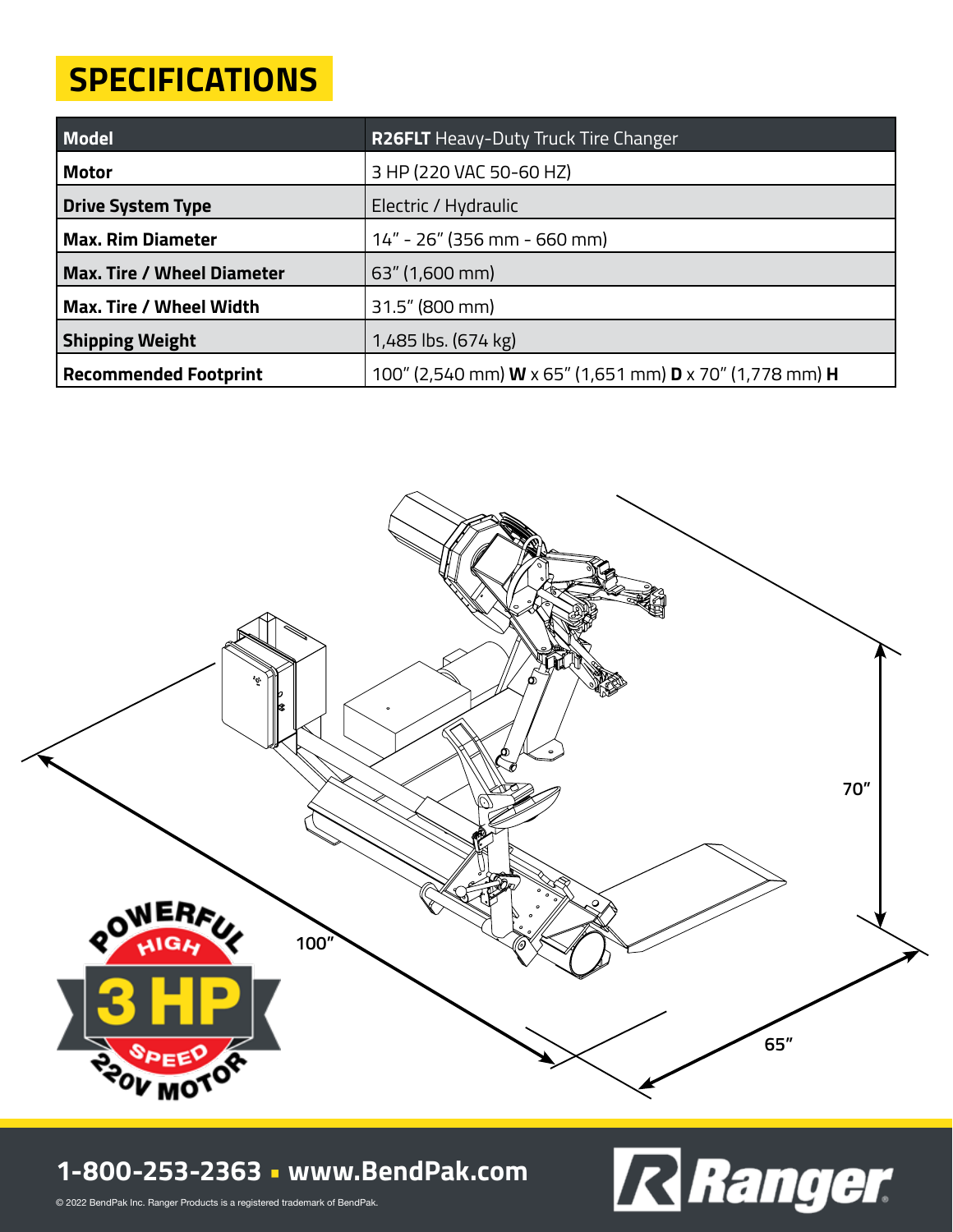# SPECIFICATIONS

| Model | **R26FLT** Heavy-Duty Truck Tire Changer |
| --- | --- |
| **Motor** | 3 HP (220 VAC 50-60 HZ) |
| **Drive System Type** | Electric / Hydraulic |
| **Max. Rim Diameter** | 14" - 26" (356 mm - 660 mm) |
| **Max. Tire / Wheel Diameter** | 63" (1,600 mm) |
| **Max. Tire / Wheel Width** | 31.5" (800 mm) |
| **Shipping Weight** | 1,485 lbs. (674 kg) |
| **Recommended Footprint** | 100" (2,540 mm) **W** x 65" (1,651 mm) **D** x 70" (1,778 mm) **H** |

70"

100"

65"

POWERFUL HIGH 3 HP SPEED 220V MOTOR

**1-800-253-2363 ▪ www.BendPak.com**

© 2022 BendPak Inc. Ranger Products is a registered trademark of BendPak.

Ranger